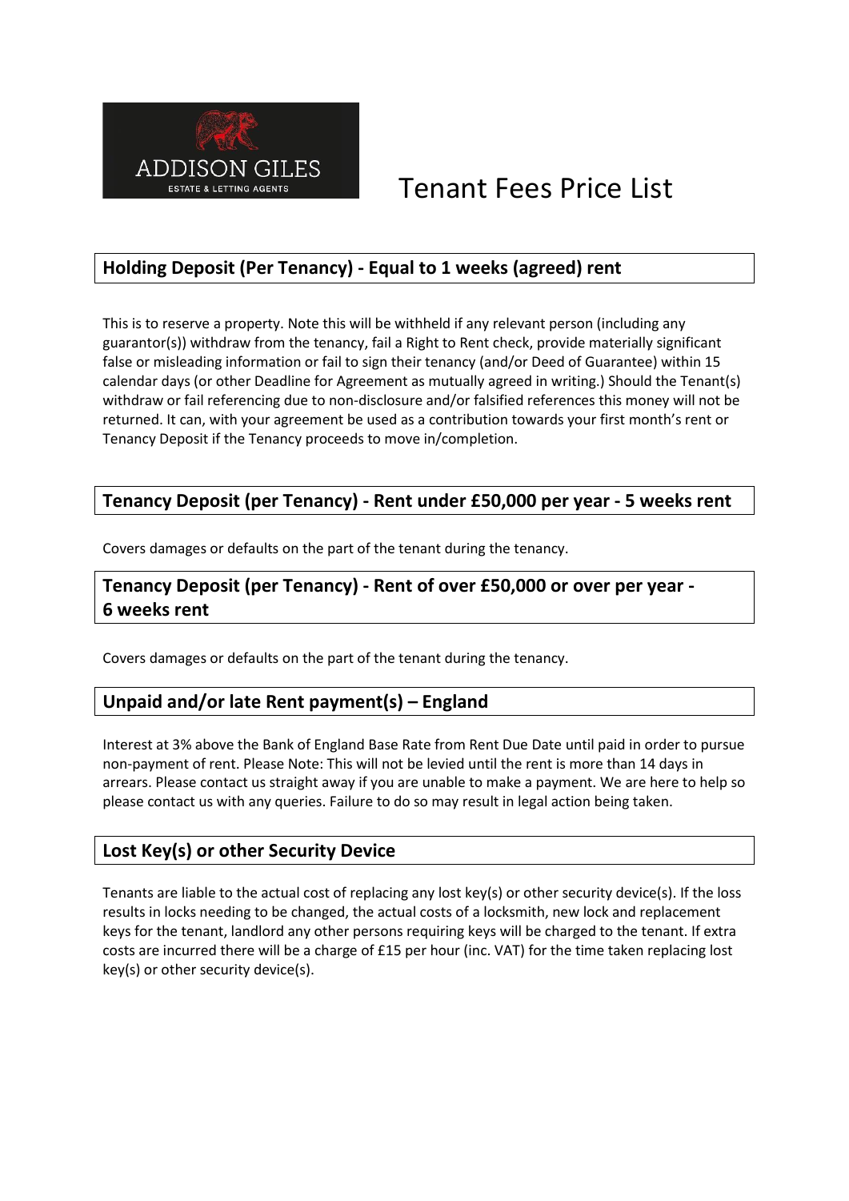ADDISON GILES

ESTATE & LETTING AGENTS

# Tenant Fees Price List

## Holding Deposit (Per Tenancy) - Equal to 1 weeks (agreed) rent

This is to reserve a property. Note this will be withheld if any relevant person (including any guarantor(s)) withdraw from the tenancy, fail a Right to Rent check, provide materially significant false or misleading information or fail to sign their tenancy (and/or Deed of Guarantee) within 15 calendar days (or other Deadline for Agreement as mutually agreed in writing.) Should the Tenant(s) withdraw or fail referencing due to non-disclosure and/or falsified references this money will not be returned. It can, with your agreement be used as a contribution towards your first month's rent or Tenancy Deposit if the Tenancy proceeds to move in/completion.

## Tenancy Deposit (per Tenancy) - Rent under £50,000 per year - 5 weeks rent

Covers damages or defaults on the part of the tenant during the tenancy.

## Tenancy Deposit (per Tenancy) - Rent of over £50,000 or over per year - 6 weeks rent

Covers damages or defaults on the part of the tenant during the tenancy.

## Unpaid and/or late Rent payment(s) – England

Interest at 3% above the Bank of England Base Rate from Rent Due Date until paid in order to pursue non-payment of rent. Please Note: This will not be levied until the rent is more than 14 days in arrears. Please contact us straight away if you are unable to make a payment. We are here to help so please contact us with any queries. Failure to do so may result in legal action being taken.

## Lost Key(s) or other Security Device

Tenants are liable to the actual cost of replacing any lost key(s) or other security device(s). If the loss results in locks needing to be changed, the actual costs of a locksmith, new lock and replacement keys for the tenant, landlord any other persons requiring keys will be charged to the tenant. If extra costs are incurred there will be a charge of £15 per hour (inc. VAT) for the time taken replacing lost key(s) or other security device(s).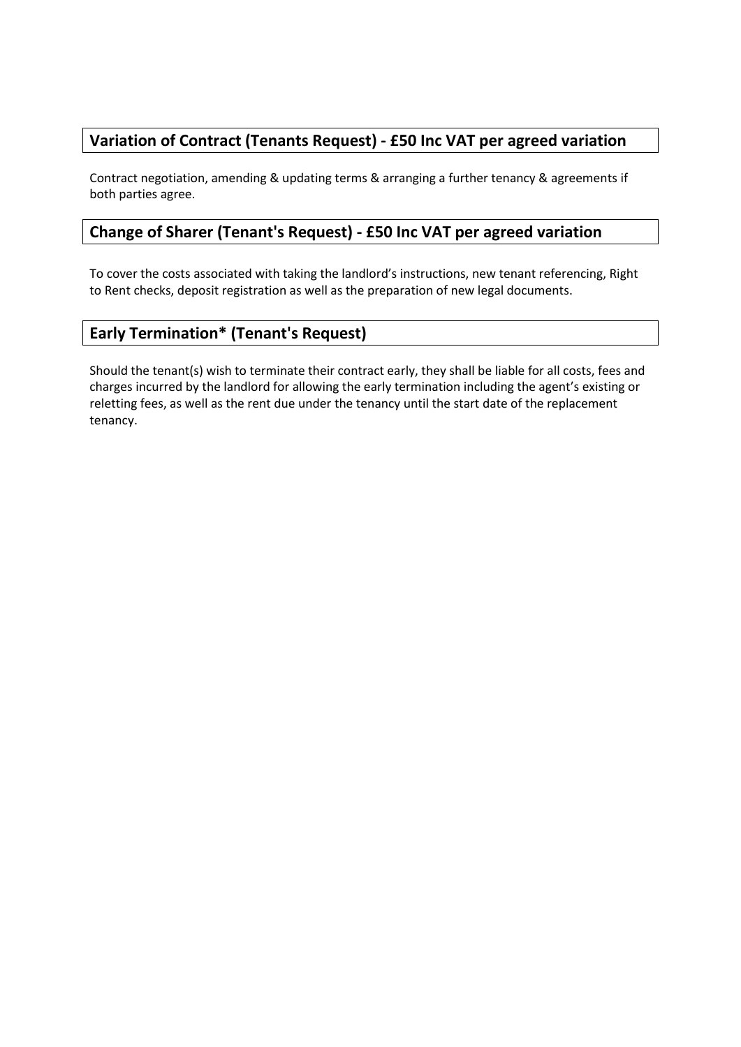## Variation of Contract (Tenants Request) - £50 Inc VAT per agreed variation

Contract negotiation, amending & updating terms & arranging a further tenancy & agreements if both parties agree.

## Change of Sharer (Tenant's Request) - £50 Inc VAT per agreed variation

To cover the costs associated with taking the landlord's instructions, new tenant referencing, Right to Rent checks, deposit registration as well as the preparation of new legal documents.

## Early Termination* (Tenant's Request)

Should the tenant(s) wish to terminate their contract early, they shall be liable for all costs, fees and charges incurred by the landlord for allowing the early termination including the agent's existing or reletting fees, as well as the rent due under the tenancy until the start date of the replacement tenancy.